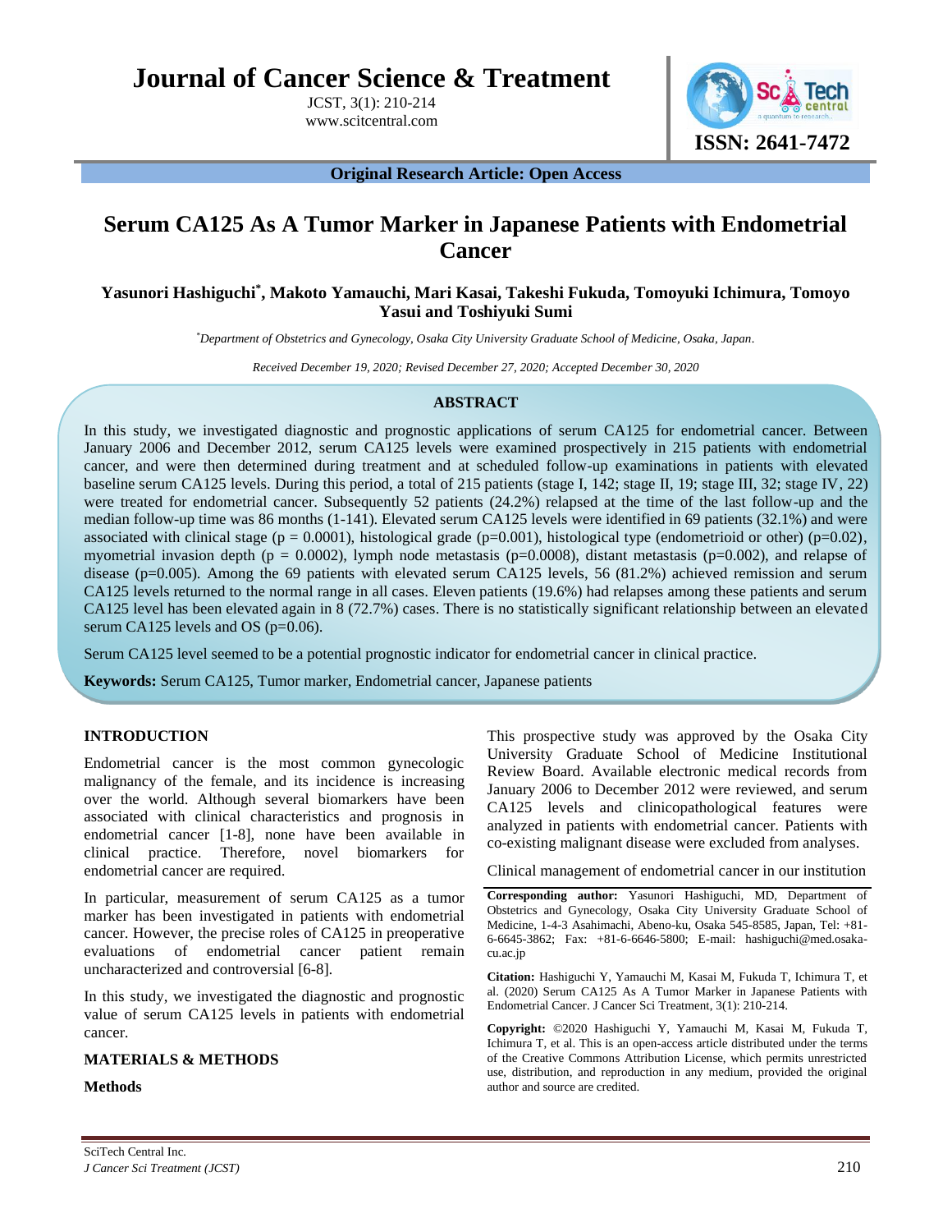# Serum CA125 As A Tumor Marker in Japanese Patients with Endometrial Cancer

**Yasunori Hashiguchi*, Makoto Yamauchi, Mari Kasai, Takeshi Fukuda, Tomoyuki Ichimura, Tomoyo Yasui and Toshiyuki Sumi**

*Department of Obstetrics and Gynecology, Osaka City University Graduate School of Medicine, Osaka, Japan.

*Received December 19, 2020; Revised December 27, 2020; Accepted December 30, 2020*

## ABSTRACT

In this study, we investigated diagnostic and prognostic applications of serum CA125 for endometrial cancer. Between January 2006 and December 2012, serum CA125 levels were examined prospectively in 215 patients with endometrial cancer, and were then determined during treatment and at scheduled follow-up examinations in patients with elevated baseline serum CA125 levels. During this period, a total of 215 patients (stage I, 142; stage II, 19; stage III, 32; stage IV, 22) were treated for endometrial cancer. Subsequently 52 patients (24.2%) relapsed at the time of the last follow-up and the median follow-up time was 86 months (1-141). Elevated serum CA125 levels were identified in 69 patients (32.1%) and were associated with clinical stage ($p = 0.0001$), histological grade ($p=0.001$), histological type (endometrioid or other) ($p=0.02$), myometrial invasion depth ($p = 0.0002$), lymph node metastasis ($p=0.0008$), distant metastasis ($p=0.002$), and relapse of disease ($p=0.005$). Among the 69 patients with elevated serum CA125 levels, 56 (81.2%) achieved remission and serum CA125 levels returned to the normal range in all cases. Eleven patients (19.6%) had relapses among these patients and serum CA125 level has been elevated again in 8 (72.7%) cases. There is no statistically significant relationship between an elevated serum CA125 levels and OS ($p=0.06$).

Serum CA125 level seemed to be a potential prognostic indicator for endometrial cancer in clinical practice.

**Keywords:** Serum CA125, Tumor marker, Endometrial cancer, Japanese patients

## INTRODUCTION

Endometrial cancer is the most common gynecologic malignancy of the female, and its incidence is increasing over the world. Although several biomarkers have been associated with clinical characteristics and prognosis in endometrial cancer [1-8], none have been available in clinical practice. Therefore, novel biomarkers for endometrial cancer are required.

In particular, measurement of serum CA125 as a tumor marker has been investigated in patients with endometrial cancer. However, the precise roles of CA125 in preoperative evaluations of endometrial cancer patient remain uncharacterized and controversial [6-8].

In this study, we investigated the diagnostic and prognostic value of serum CA125 levels in patients with endometrial cancer.

## MATERIALS & METHODS

### Methods

This prospective study was approved by the Osaka City University Graduate School of Medicine Institutional Review Board. Available electronic medical records from January 2006 to December 2012 were reviewed, and serum CA125 levels and clinicopathological features were analyzed in patients with endometrial cancer. Patients with co-existing malignant disease were excluded from analyses.

Clinical management of endometrial cancer in our institution

**Corresponding author:** Yasunori Hashiguchi, MD, Department of Obstetrics and Gynecology, Osaka City University Graduate School of Medicine, 1-4-3 Asahimachi, Abeno-ku, Osaka 545-8585, Japan, Tel: +81-6-6645-3862; Fax: +81-6-6646-5800; E-mail: hashiguchi@med.osaka-cu.ac.jp

**Citation:** Hashiguchi Y, Yamauchi M, Kasai M, Fukuda T, Ichimura T, et al. (2020) Serum CA125 As A Tumor Marker in Japanese Patients with Endometrial Cancer. J Cancer Sci Treatment, 3(1): 210-214.

**Copyright:** ©2020 Hashiguchi Y, Yamauchi M, Kasai M, Fukuda T, Ichimura T, et al. This is an open-access article distributed under the terms of the Creative Commons Attribution License, which permits unrestricted use, distribution, and reproduction in any medium, provided the original author and source are credited.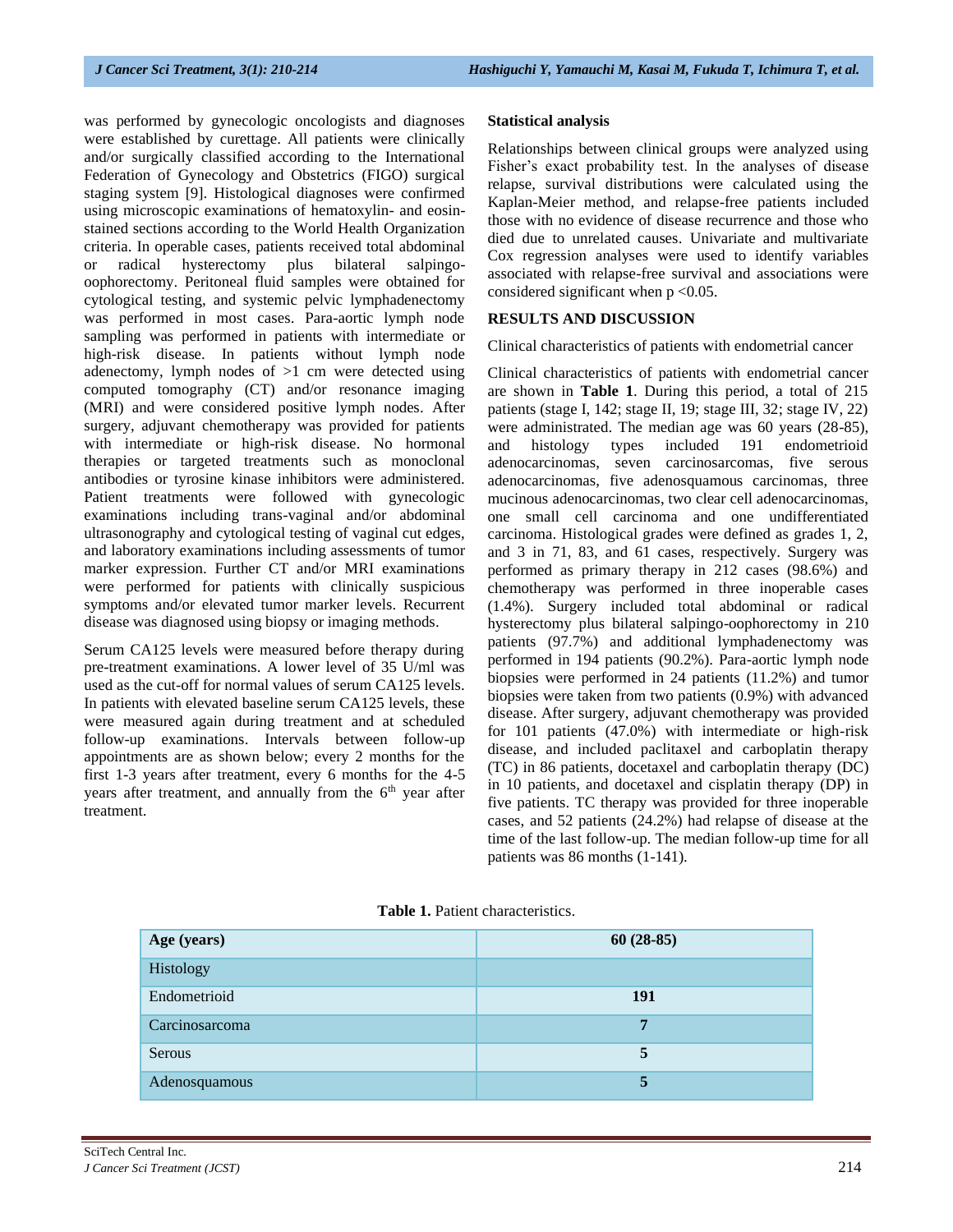was performed by gynecologic oncologists and diagnoses were established by curettage. All patients were clinically and/or surgically classified according to the International Federation of Gynecology and Obstetrics (FIGO) surgical staging system [9]. Histological diagnoses were confirmed using microscopic examinations of hematoxylin- and eosin-stained sections according to the World Health Organization criteria. In operable cases, patients received total abdominal or radical hysterectomy plus bilateral salpingo-oophorectomy. Peritoneal fluid samples were obtained for cytological testing, and systemic pelvic lymphadenectomy was performed in most cases. Para-aortic lymph node sampling was performed in patients with intermediate or high-risk disease. In patients without lymph node adenectomy, lymph nodes of >1 cm were detected using computed tomography (CT) and/or resonance imaging (MRI) and were considered positive lymph nodes. After surgery, adjuvant chemotherapy was provided for patients with intermediate or high-risk disease. No hormonal therapies or targeted treatments such as monoclonal antibodies or tyrosine kinase inhibitors were administered. Patient treatments were followed with gynecologic examinations including trans-vaginal and/or abdominal ultrasonography and cytological testing of vaginal cut edges, and laboratory examinations including assessments of tumor marker expression. Further CT and/or MRI examinations were performed for patients with clinically suspicious symptoms and/or elevated tumor marker levels. Recurrent disease was diagnosed using biopsy or imaging methods.

Serum CA125 levels were measured before therapy during pre-treatment examinations. A lower level of 35 U/ml was used as the cut-off for normal values of serum CA125 levels. In patients with elevated baseline serum CA125 levels, these were measured again during treatment and at scheduled follow-up examinations. Intervals between follow-up appointments are as shown below; every 2 months for the first 1-3 years after treatment, every 6 months for the 4-5 years after treatment, and annually from the 6th year after treatment.

### Statistical analysis

Relationships between clinical groups were analyzed using Fisher's exact probability test. In the analyses of disease relapse, survival distributions were calculated using the Kaplan-Meier method, and relapse-free patients included those with no evidence of disease recurrence and those who died due to unrelated causes. Univariate and multivariate Cox regression analyses were used to identify variables associated with relapse-free survival and associations were considered significant when $p < 0.05$.

## RESULTS AND DISCUSSION

Clinical characteristics of patients with endometrial cancer

Clinical characteristics of patients with endometrial cancer are shown in **Table 1**. During this period, a total of 215 patients (stage I, 142; stage II, 19; stage III, 32; stage IV, 22) were administrated. The median age was 60 years (28-85), and histology types included 191 endometrioid adenocarcinomas, seven carcinosarcomas, five serous adenocarcinomas, five adenosquamous carcinomas, three mucinous adenocarcinomas, two clear cell adenocarcinomas, one small cell carcinoma and one undifferentiated carcinoma. Histological grades were defined as grades 1, 2, and 3 in 71, 83, and 61 cases, respectively. Surgery was performed as primary therapy in 212 cases (98.6%) and chemotherapy was performed in three inoperable cases (1.4%). Surgery included total abdominal or radical hysterectomy plus bilateral salpingo-oophorectomy in 210 patients (97.7%) and additional lymphadenectomy was performed in 194 patients (90.2%). Para-aortic lymph node biopsies were performed in 24 patients (11.2%) and tumor biopsies were taken from two patients (0.9%) with advanced disease. After surgery, adjuvant chemotherapy was provided for 101 patients (47.0%) with intermediate or high-risk disease, and included paclitaxel and carboplatin therapy (TC) in 86 patients, docetaxel and carboplatin therapy (DC) in 10 patients, and docetaxel and cisplatin therapy (DP) in five patients. TC therapy was provided for three inoperable cases, and 52 patients (24.2%) had relapse of disease at the time of the last follow-up. The median follow-up time for all patients was 86 months (1-141).

**Table 1.** Patient characteristics.

| **Age (years)** | **60 (28-85)** |
|---|---|
| Histology | |
| Endometrioid | **191** |
| Carcinosarcoma | **7** |
| Serous | **5** |
| Adenosquamous | **5** |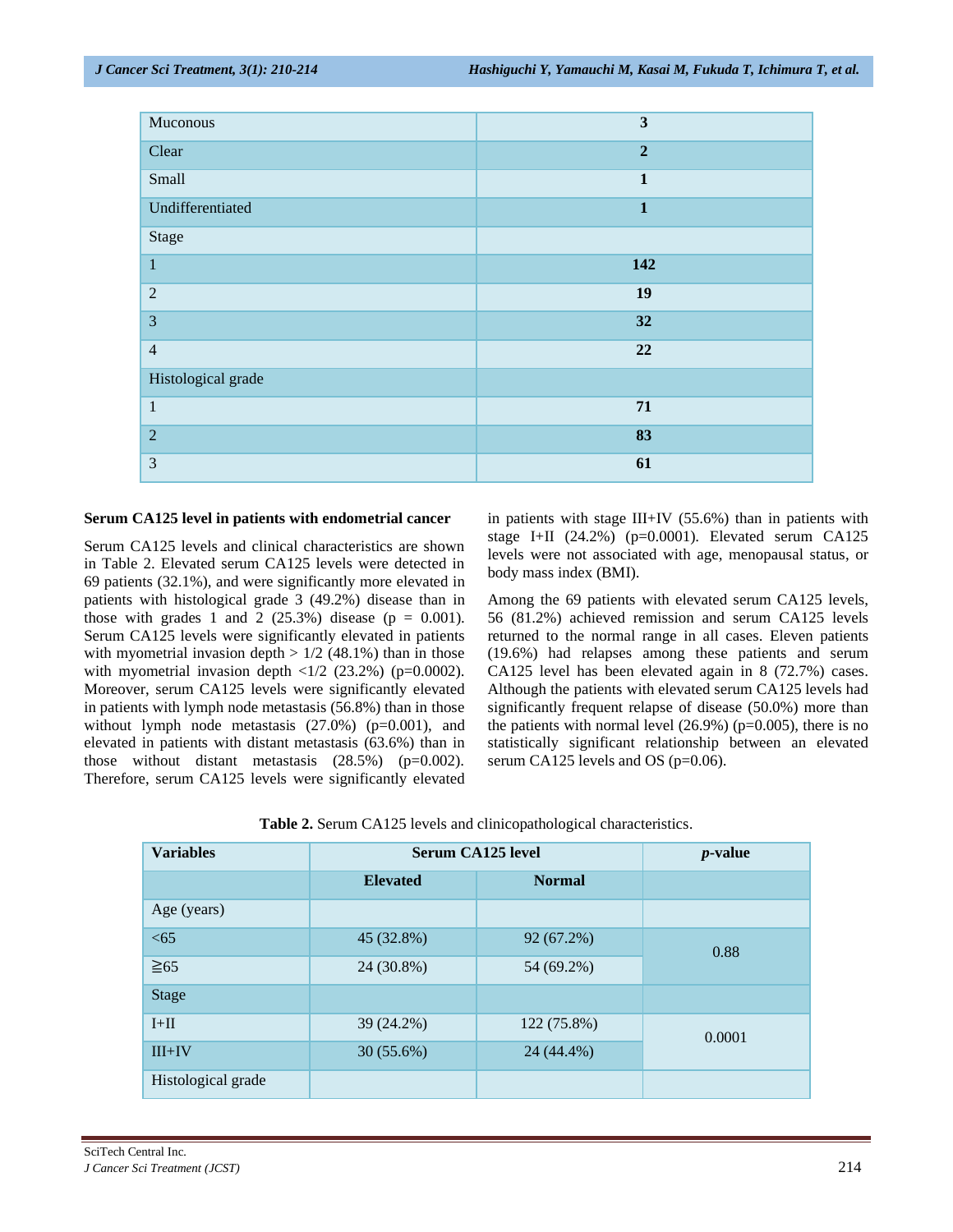| Muconous | **3** |
|---|---|
| Clear | **2** |
| Small | **1** |
| Undifferentiated | **1** |
| Stage | |
| 1 | **142** |
| 2 | **19** |
| 3 | **32** |
| 4 | **22** |
| Histological grade | |
| 1 | **71** |
| 2 | **83** |
| 3 | **61** |

**Serum CA125 level in patients with endometrial cancer**

Serum CA125 levels and clinical characteristics are shown in Table 2. Elevated serum CA125 levels were detected in 69 patients (32.1%), and were significantly more elevated in patients with histological grade 3 (49.2%) disease than in those with grades 1 and 2 (25.3%) disease ($p = 0.001$). Serum CA125 levels were significantly elevated in patients with myometrial invasion depth > 1/2 (48.1%) than in those with myometrial invasion depth <1/2 (23.2%) ($p=0.0002$). Moreover, serum CA125 levels were significantly elevated in patients with lymph node metastasis (56.8%) than in those without lymph node metastasis (27.0%) ($p=0.001$), and elevated in patients with distant metastasis (63.6%) than in those without distant metastasis (28.5%) ($p=0.002$). Therefore, serum CA125 levels were significantly elevated in patients with stage III+IV (55.6%) than in patients with stage I+II (24.2%) ($p=0.0001$). Elevated serum CA125 levels were not associated with age, menopausal status, or body mass index (BMI).

Among the 69 patients with elevated serum CA125 levels, 56 (81.2%) achieved remission and serum CA125 levels returned to the normal range in all cases. Eleven patients (19.6%) had relapses among these patients and serum CA125 level has been elevated again in 8 (72.7%) cases. Although the patients with elevated serum CA125 levels had significantly frequent relapse of disease (50.0%) more than the patients with normal level (26.9%) ($p=0.005$), there is no statistically significant relationship between an elevated serum CA125 levels and OS ($p=0.06$).

**Table 2.** Serum CA125 levels and clinicopathological characteristics.

| **Variables** | **Serum CA125 level** | | ***p*-value** |
|---|---|---|---|
| | **Elevated** | **Normal** | |
| Age (years) | | | |
| <65 | 45 (32.8%) | 92 (67.2%) | 0.88 |
| ≧65 | 24 (30.8%) | 54 (69.2%) | |
| Stage | | | |
| I+II | 39 (24.2%) | 122 (75.8%) | 0.0001 |
| III+IV | 30 (55.6%) | 24 (44.4%) | |
| Histological grade | | | |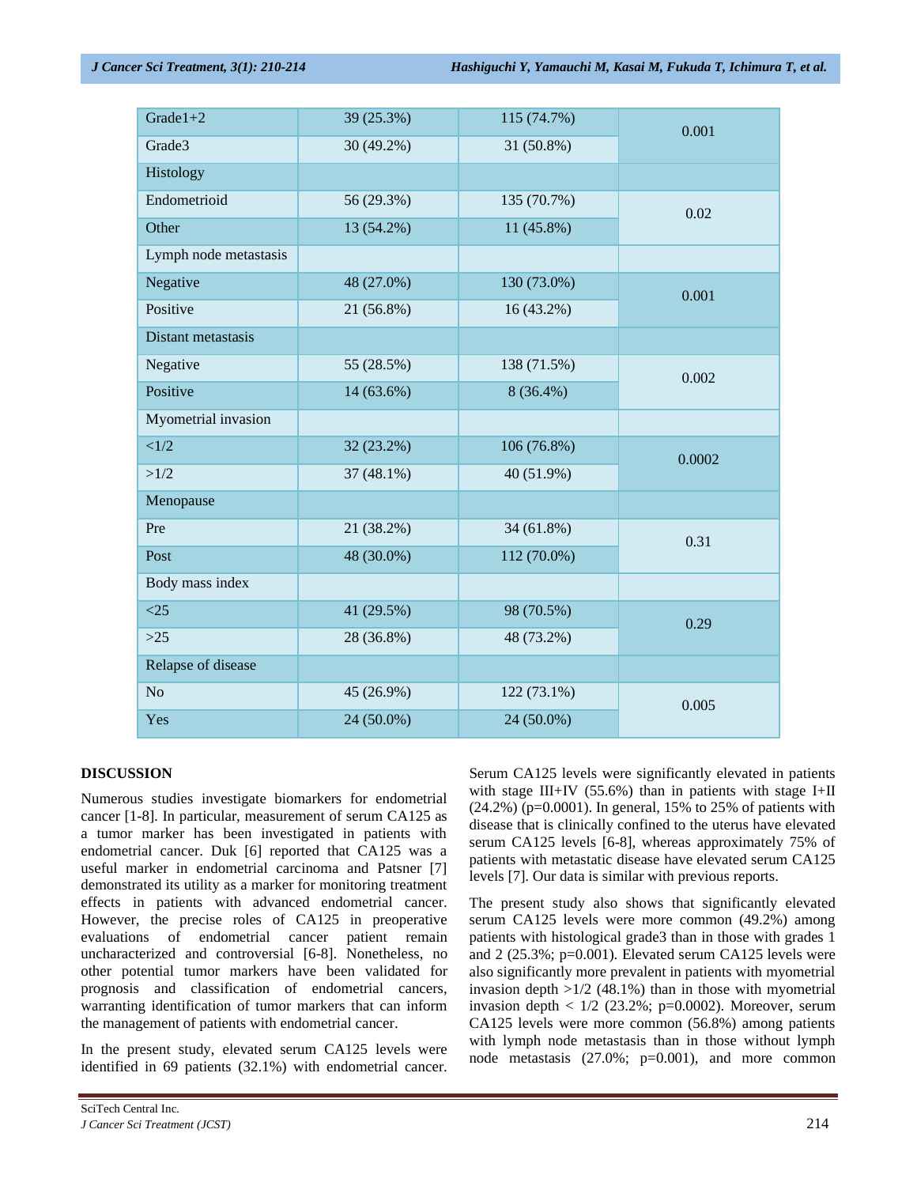| | | | |
|---|---|---|---|
| Grade1+2 | 39 (25.3%) | 115 (74.7%) | 0.001 |
| Grade3 | 30 (49.2%) | 31 (50.8%) | |
| Histology | | | |
| Endometrioid | 56 (29.3%) | 135 (70.7%) | 0.02 |
| Other | 13 (54.2%) | 11 (45.8%) | |
| Lymph node metastasis | | | |
| Negative | 48 (27.0%) | 130 (73.0%) | 0.001 |
| Positive | 21 (56.8%) | 16 (43.2%) | |
| Distant metastasis | | | |
| Negative | 55 (28.5%) | 138 (71.5%) | 0.002 |
| Positive | 14 (63.6%) | 8 (36.4%) | |
| Myometrial invasion | | | |
| <1/2 | 32 (23.2%) | 106 (76.8%) | 0.0002 |
| >1/2 | 37 (48.1%) | 40 (51.9%) | |
| Menopause | | | |
| Pre | 21 (38.2%) | 34 (61.8%) | 0.31 |
| Post | 48 (30.0%) | 112 (70.0%) | |
| Body mass index | | | |
| <25 | 41 (29.5%) | 98 (70.5%) | 0.29 |
| >25 | 28 (36.8%) | 48 (73.2%) | |
| Relapse of disease | | | |
| No | 45 (26.9%) | 122 (73.1%) | 0.005 |
| Yes | 24 (50.0%) | 24 (50.0%) | |

## DISCUSSION

Numerous studies investigate biomarkers for endometrial cancer [1-8]. In particular, measurement of serum CA125 as a tumor marker has been investigated in patients with endometrial cancer. Duk [6] reported that CA125 was a useful marker in endometrial carcinoma and Patsner [7] demonstrated its utility as a marker for monitoring treatment effects in patients with advanced endometrial cancer. However, the precise roles of CA125 in preoperative evaluations of endometrial cancer patient remain uncharacterized and controversial [6-8]. Nonetheless, no other potential tumor markers have been validated for prognosis and classification of endometrial cancers, warranting identification of tumor markers that can inform the management of patients with endometrial cancer.

In the present study, elevated serum CA125 levels were identified in 69 patients (32.1%) with endometrial cancer. Serum CA125 levels were significantly elevated in patients with stage III+IV (55.6%) than in patients with stage I+II (24.2%) (p=0.0001). In general, 15% to 25% of patients with disease that is clinically confined to the uterus have elevated serum CA125 levels [6-8], whereas approximately 75% of patients with metastatic disease have elevated serum CA125 levels [7]. Our data is similar with previous reports.

The present study also shows that significantly elevated serum CA125 levels were more common (49.2%) among patients with histological grade3 than in those with grades 1 and 2 (25.3%; p=0.001). Elevated serum CA125 levels were also significantly more prevalent in patients with myometrial invasion depth >1/2 (48.1%) than in those with myometrial invasion depth < 1/2 (23.2%; p=0.0002). Moreover, serum CA125 levels were more common (56.8%) among patients with lymph node metastasis than in those without lymph node metastasis (27.0%; p=0.001), and more common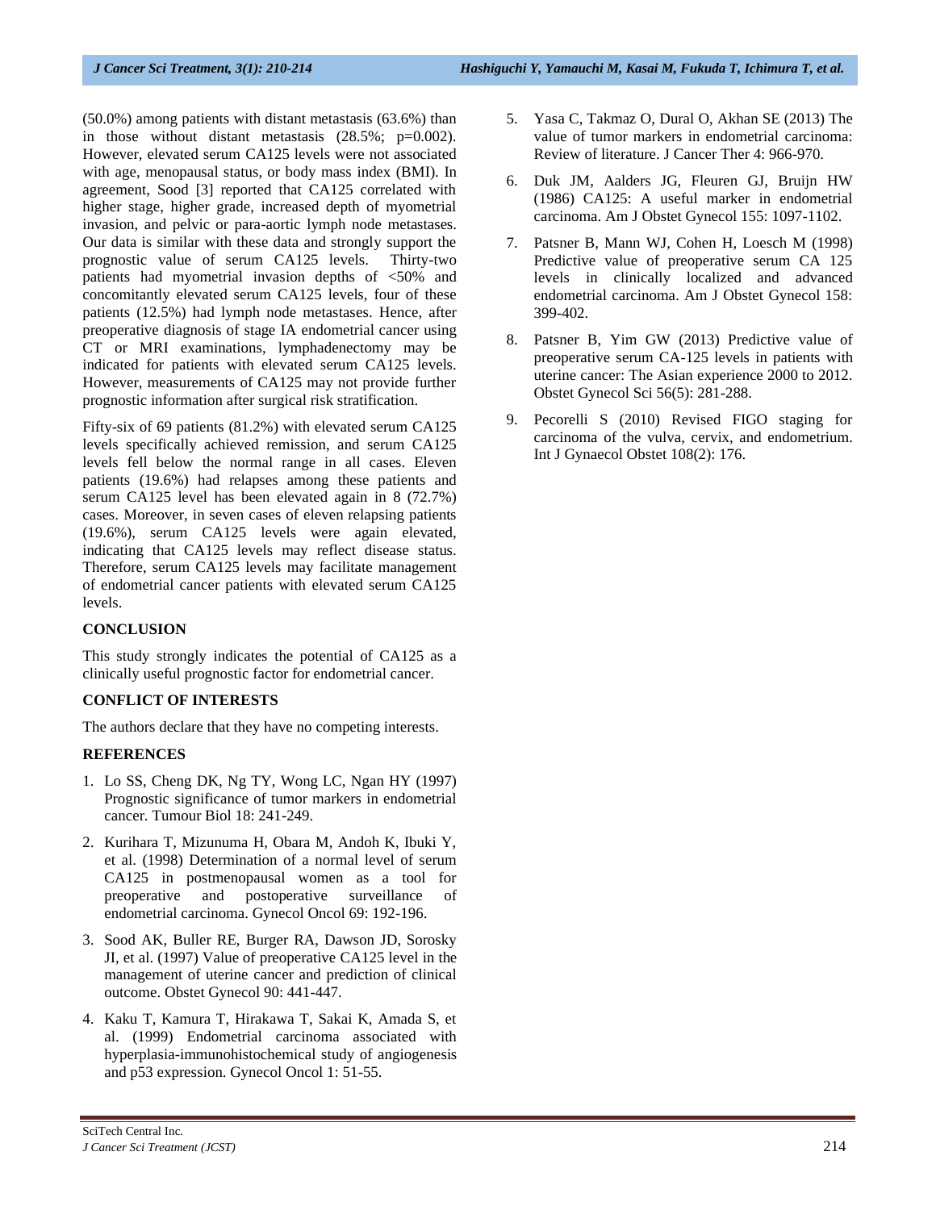(50.0%) among patients with distant metastasis (63.6%) than in those without distant metastasis (28.5%; p=0.002). However, elevated serum CA125 levels were not associated with age, menopausal status, or body mass index (BMI). In agreement, Sood [3] reported that CA125 correlated with higher stage, higher grade, increased depth of myometrial invasion, and pelvic or para-aortic lymph node metastases. Our data is similar with these data and strongly support the prognostic value of serum CA125 levels. Thirty-two patients had myometrial invasion depths of <50% and concomitantly elevated serum CA125 levels, four of these patients (12.5%) had lymph node metastases. Hence, after preoperative diagnosis of stage IA endometrial cancer using CT or MRI examinations, lymphadenectomy may be indicated for patients with elevated serum CA125 levels. However, measurements of CA125 may not provide further prognostic information after surgical risk stratification.

Fifty-six of 69 patients (81.2%) with elevated serum CA125 levels specifically achieved remission, and serum CA125 levels fell below the normal range in all cases. Eleven patients (19.6%) had relapses among these patients and serum CA125 level has been elevated again in 8 (72.7%) cases. Moreover, in seven cases of eleven relapsing patients (19.6%), serum CA125 levels were again elevated, indicating that CA125 levels may reflect disease status. Therefore, serum CA125 levels may facilitate management of endometrial cancer patients with elevated serum CA125 levels.

## CONCLUSION

This study strongly indicates the potential of CA125 as a clinically useful prognostic factor for endometrial cancer.

## CONFLICT OF INTERESTS

The authors declare that they have no competing interests.

## REFERENCES

1. Lo SS, Cheng DK, Ng TY, Wong LC, Ngan HY (1997) Prognostic significance of tumor markers in endometrial cancer. Tumour Biol 18: 241-249.
2. Kurihara T, Mizunuma H, Obara M, Andoh K, Ibuki Y, et al. (1998) Determination of a normal level of serum CA125 in postmenopausal women as a tool for preoperative and postoperative surveillance of endometrial carcinoma. Gynecol Oncol 69: 192-196.
3. Sood AK, Buller RE, Burger RA, Dawson JD, Sorosky JI, et al. (1997) Value of preoperative CA125 level in the management of uterine cancer and prediction of clinical outcome. Obstet Gynecol 90: 441-447.
4. Kaku T, Kamura T, Hirakawa T, Sakai K, Amada S, et al. (1999) Endometrial carcinoma associated with hyperplasia-immunohistochemical study of angiogenesis and p53 expression. Gynecol Oncol 1: 51-55.
5. Yasa C, Takmaz O, Dural O, Akhan SE (2013) The value of tumor markers in endometrial carcinoma: Review of literature. J Cancer Ther 4: 966-970.
6. Duk JM, Aalders JG, Fleuren GJ, Bruijn HW (1986) CA125: A useful marker in endometrial carcinoma. Am J Obstet Gynecol 155: 1097-1102.
7. Patsner B, Mann WJ, Cohen H, Loesch M (1998) Predictive value of preoperative serum CA 125 levels in clinically localized and advanced endometrial carcinoma. Am J Obstet Gynecol 158: 399-402.
8. Patsner B, Yim GW (2013) Predictive value of preoperative serum CA-125 levels in patients with uterine cancer: The Asian experience 2000 to 2012. Obstet Gynecol Sci 56(5): 281-288.
9. Pecorelli S (2010) Revised FIGO staging for carcinoma of the vulva, cervix, and endometrium. Int J Gynaecol Obstet 108(2): 176.